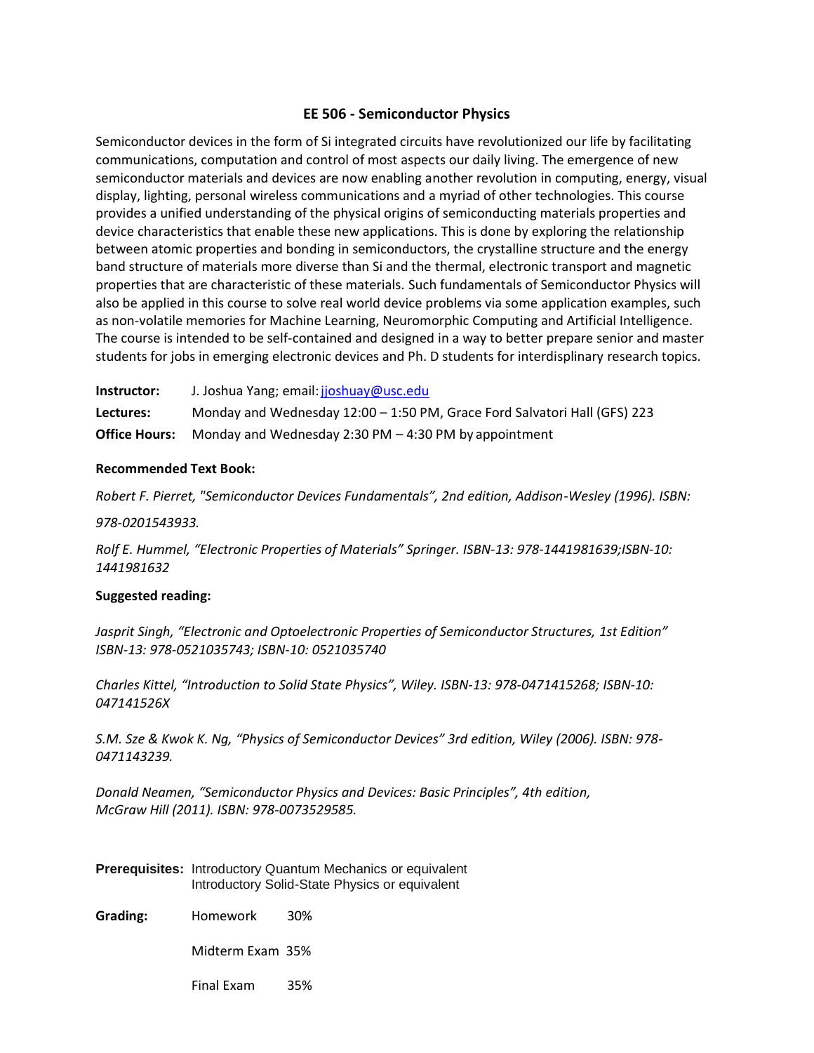# EE 506 - Semiconductor Physics

Semiconductor devices in the form of Si integrated circuits have revolutionized our life by facilitating communications, computation and control of most aspects our daily living. The emergence of new semiconductor materials and devices are now enabling another revolution in computing, energy, visual display, lighting, personal wireless communications and a myriad of other technologies. This course provides a unified understanding of the physical origins of semiconducting materials properties and device characteristics that enable these new applications. This is done by exploring the relationship between atomic properties and bonding in semiconductors, the crystalline structure and the energy band structure of materials more diverse than Si and the thermal, electronic transport and magnetic properties that are characteristic of these materials. Such fundamentals of Semiconductor Physics will also be applied in this course to solve real world device problems via some application examples, such as non-volatile memories for Machine Learning, Neuromorphic Computing and Artificial Intelligence. The course is intended to be self-contained and designed in a way to better prepare senior and master students for jobs in emerging electronic devices and Ph. D students for interdisplinary research topics.

**Instructor:** J. Joshua Yang; email: jjoshuay@usc.edu

**Lectures:** Monday and Wednesday 12:00 – 1:50 PM, Grace Ford Salvatori Hall (GFS) 223

**Office Hours:** Monday and Wednesday 2:30 PM – 4:30 PM by appointment

**Recommended Text Book:**

*Robert F. Pierret, "Semiconductor Devices Fundamentals", 2nd edition, Addison-Wesley (1996). ISBN: 978-0201543933.*

*Rolf E. Hummel, "Electronic Properties of Materials" Springer. ISBN-13: 978-1441981639;ISBN-10: 1441981632*

**Suggested reading:**

*Jasprit Singh, "Electronic and Optoelectronic Properties of Semiconductor Structures, 1st Edition" ISBN-13: 978-0521035743; ISBN-10: 0521035740*

*Charles Kittel, "Introduction to Solid State Physics", Wiley. ISBN-13: 978-0471415268; ISBN-10: 047141526X*

*S.M. Sze & Kwok K. Ng, "Physics of Semiconductor Devices" 3rd edition, Wiley (2006). ISBN: 978-0471143239.*

*Donald Neamen, "Semiconductor Physics and Devices: Basic Principles", 4th edition, McGraw Hill (2011). ISBN: 978-0073529585.*

**Prerequisites:** Introductory Quantum Mechanics or equivalent
Introductory Solid-State Physics or equivalent

**Grading:**

| | |
|---|---|
| Homework | 30% |
| Midterm Exam | 35% |
| Final Exam | 35% |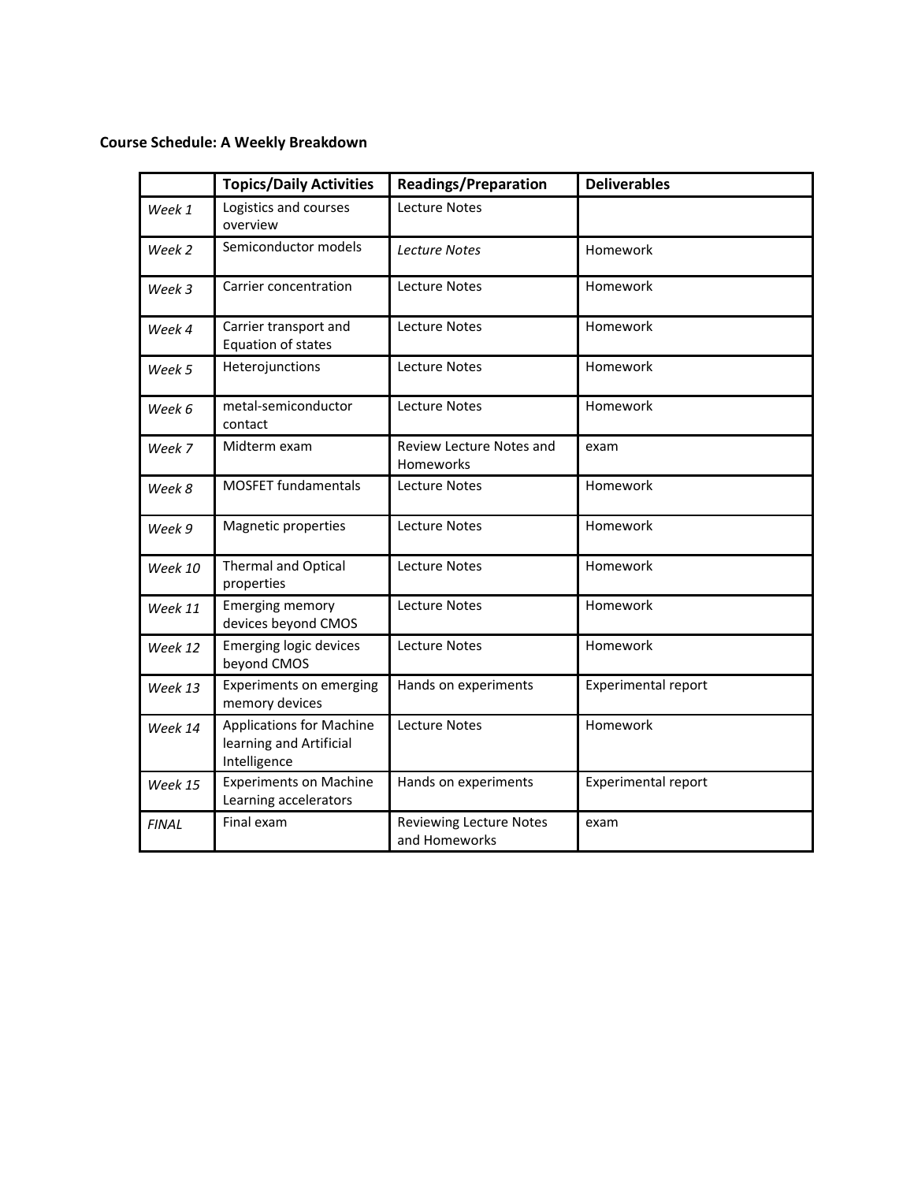**Course Schedule: A Weekly Breakdown**

| | Topics/Daily Activities | Readings/Preparation | Deliverables |
|---|---|---|---|
| *Week 1* | Logistics and courses overview | Lecture Notes | |
| *Week 2* | Semiconductor models | *Lecture Notes* | Homework |
| *Week 3* | Carrier concentration | Lecture Notes | Homework |
| *Week 4* | Carrier transport and Equation of states | Lecture Notes | Homework |
| *Week 5* | Heterojunctions | Lecture Notes | Homework |
| *Week 6* | metal-semiconductor contact | Lecture Notes | Homework |
| *Week 7* | Midterm exam | Review Lecture Notes and Homeworks | exam |
| *Week 8* | MOSFET fundamentals | Lecture Notes | Homework |
| *Week 9* | Magnetic properties | Lecture Notes | Homework |
| *Week 10* | Thermal and Optical properties | Lecture Notes | Homework |
| *Week 11* | Emerging memory devices beyond CMOS | Lecture Notes | Homework |
| *Week 12* | Emerging logic devices beyond CMOS | Lecture Notes | Homework |
| *Week 13* | Experiments on emerging memory devices | Hands on experiments | Experimental report |
| *Week 14* | Applications for Machine learning and Artificial Intelligence | Lecture Notes | Homework |
| *Week 15* | Experiments on Machine Learning accelerators | Hands on experiments | Experimental report |
| *FINAL* | Final exam | Reviewing Lecture Notes and Homeworks | exam |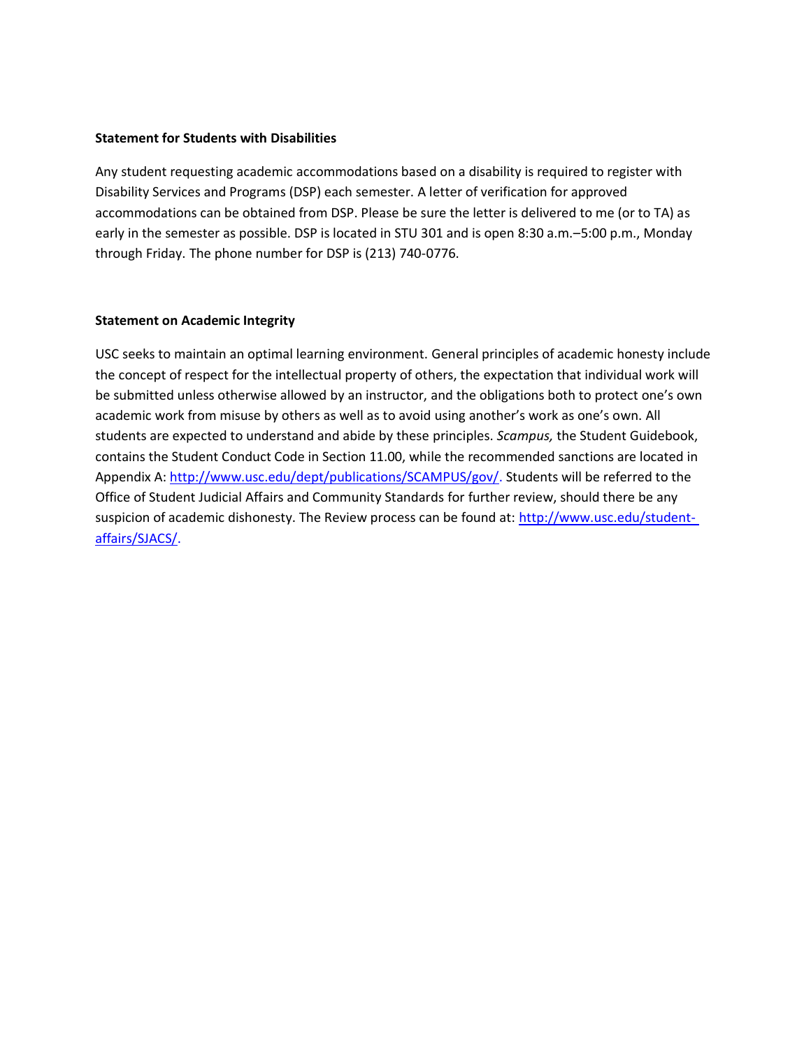**Statement for Students with Disabilities**

Any student requesting academic accommodations based on a disability is required to register with Disability Services and Programs (DSP) each semester. A letter of verification for approved accommodations can be obtained from DSP. Please be sure the letter is delivered to me (or to TA) as early in the semester as possible. DSP is located in STU 301 and is open 8:30 a.m.–5:00 p.m., Monday through Friday. The phone number for DSP is (213) 740-0776.

**Statement on Academic Integrity**

USC seeks to maintain an optimal learning environment. General principles of academic honesty include the concept of respect for the intellectual property of others, the expectation that individual work will be submitted unless otherwise allowed by an instructor, and the obligations both to protect one's own academic work from misuse by others as well as to avoid using another's work as one's own. All students are expected to understand and abide by these principles. *Scampus,* the Student Guidebook, contains the Student Conduct Code in Section 11.00, while the recommended sanctions are located in Appendix A: http://www.usc.edu/dept/publications/SCAMPUS/gov/. Students will be referred to the Office of Student Judicial Affairs and Community Standards for further review, should there be any suspicion of academic dishonesty. The Review process can be found at: http://www.usc.edu/student-affairs/SJACS/.